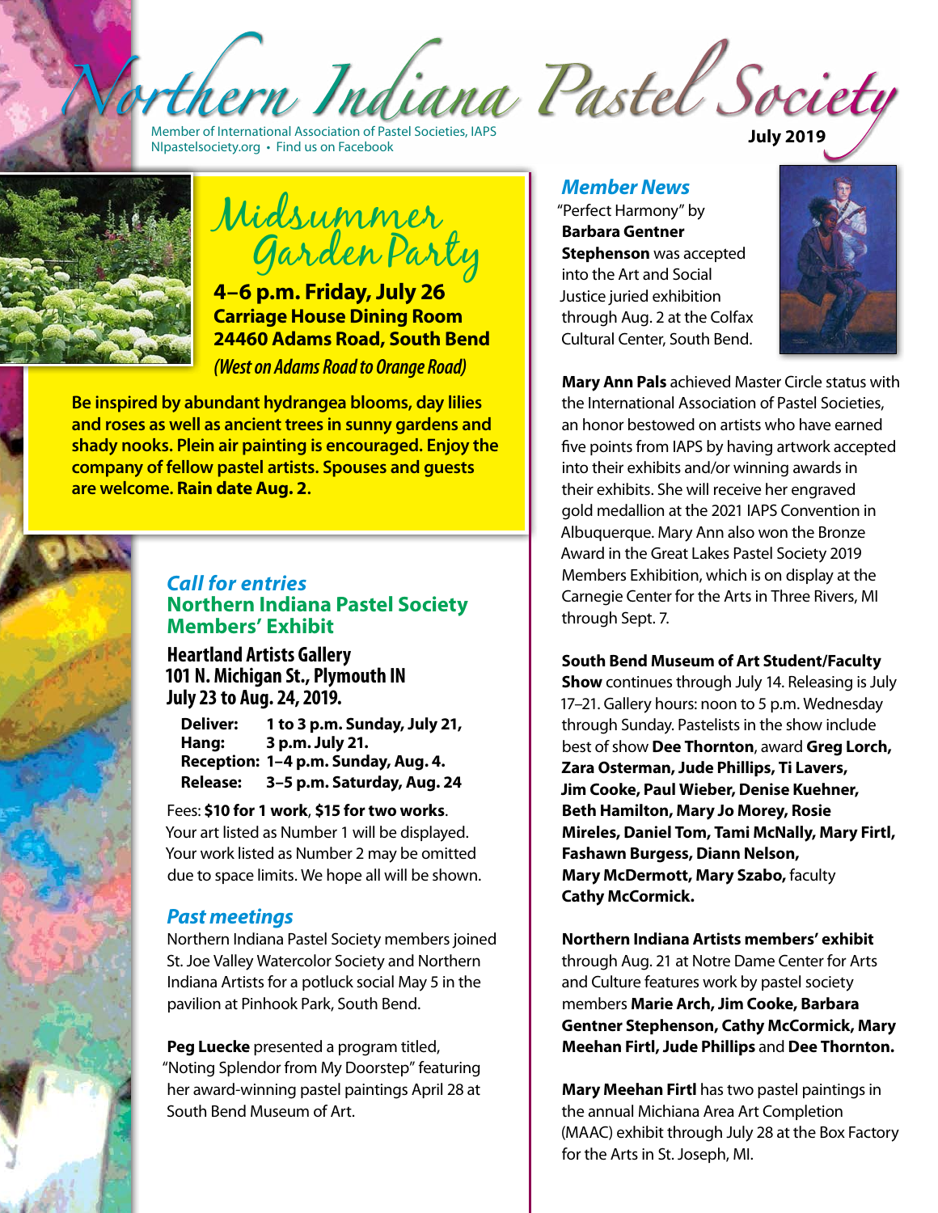# Northern Indiana Pastel Society

Member of International Association of Pastel Societies, IAPS
NIpastelsociety.org • Find us on Facebook

**July 2019**

## Midsummer Garden Party

**4–6 p.m. Friday, July 26**
**Carriage House Dining Room**
**24460 Adams Road, South Bend**
*(West on Adams Road to Orange Road)*

**Be inspired by abundant hydrangea blooms, day lilies and roses as well as ancient trees in sunny gardens and shady nooks. Plein air painting is encouraged. Enjoy the company of fellow pastel artists. Spouses and guests are welcome. Rain date Aug. 2.**

## *Call for entries*
## Northern Indiana Pastel Society Members' Exhibit

**Heartland Artists Gallery**
**101 N. Michigan St., Plymouth IN**
**July 23 to Aug. 24, 2019.**

**Deliver:** 1 to 3 p.m. Sunday, July 21,
**Hang:** 3 p.m. July 21.
**Reception:** 1–4 p.m. Sunday, Aug. 4.
**Release:** 3–5 p.m. Saturday, Aug. 24

Fees: **$10 for 1 work**, **$15 for two works**. Your art listed as Number 1 will be displayed. Your work listed as Number 2 may be omitted due to space limits. We hope all will be shown.

## *Past meetings*

Northern Indiana Pastel Society members joined St. Joe Valley Watercolor Society and Northern Indiana Artists for a potluck social May 5 in the pavilion at Pinhook Park, South Bend.

**Peg Luecke** presented a program titled, "Noting Splendor from My Doorstep" featuring her award-winning pastel paintings April 28 at South Bend Museum of Art.

## *Member News*

"Perfect Harmony" by **Barbara Gentner Stephenson** was accepted into the Art and Social Justice juried exhibition through Aug. 2 at the Colfax Cultural Center, South Bend.

**Mary Ann Pals** achieved Master Circle status with the International Association of Pastel Societies, an honor bestowed on artists who have earned five points from IAPS by having artwork accepted into their exhibits and/or winning awards in their exhibits. She will receive her engraved gold medallion at the 2021 IAPS Convention in Albuquerque. Mary Ann also won the Bronze Award in the Great Lakes Pastel Society 2019 Members Exhibition, which is on display at the Carnegie Center for the Arts in Three Rivers, MI through Sept. 7.

**South Bend Museum of Art Student/Faculty Show** continues through July 14. Releasing is July 17–21. Gallery hours: noon to 5 p.m. Wednesday through Sunday. Pastelists in the show include best of show **Dee Thornton**, award **Greg Lorch, Zara Osterman, Jude Phillips, Ti Lavers, Jim Cooke, Paul Wieber, Denise Kuehner, Beth Hamilton, Mary Jo Morey, Rosie Mireles, Daniel Tom, Tami McNally, Mary Firtl, Fashawn Burgess, Diann Nelson, Mary McDermott, Mary Szabo,** faculty **Cathy McCormick.**

**Northern Indiana Artists members' exhibit** through Aug. 21 at Notre Dame Center for Arts and Culture features work by pastel society members **Marie Arch, Jim Cooke, Barbara Gentner Stephenson, Cathy McCormick, Mary Meehan Firtl, Jude Phillips** and **Dee Thornton.**

**Mary Meehan Firtl** has two pastel paintings in the annual Michiana Area Art Completion (MAAC) exhibit through July 28 at the Box Factory for the Arts in St. Joseph, MI.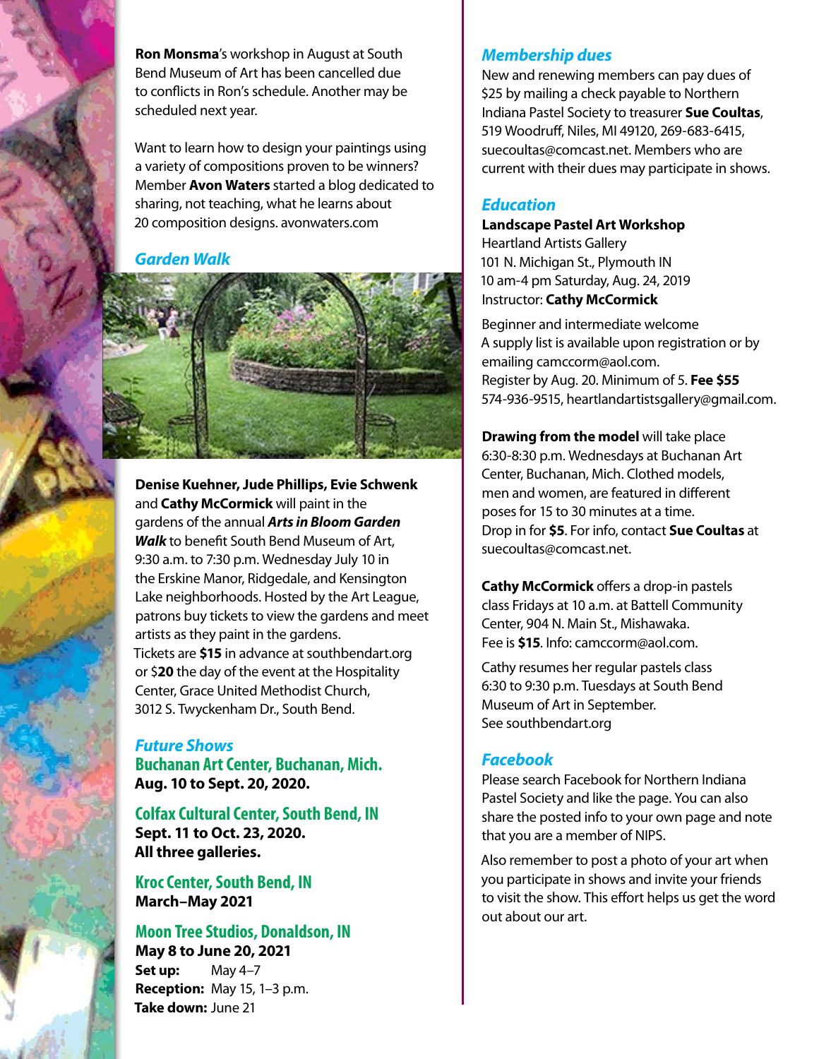**Ron Monsma**'s workshop in August at South Bend Museum of Art has been cancelled due to conflicts in Ron's schedule. Another may be scheduled next year.

Want to learn how to design your paintings using a variety of compositions proven to be winners? Member **Avon Waters** started a blog dedicated to sharing, not teaching, what he learns about 20 composition designs. avonwaters.com

## *Garden Walk*

**Denise Kuehner, Jude Phillips, Evie Schwenk** and **Cathy McCormick** will paint in the gardens of the annual ***Arts in Bloom Garden Walk*** to benefit South Bend Museum of Art, 9:30 a.m. to 7:30 p.m. Wednesday July 10 in the Erskine Manor, Ridgedale, and Kensington Lake neighborhoods. Hosted by the Art League, patrons buy tickets to view the gardens and meet artists as they paint in the gardens. Tickets are **$15** in advance at southbendart.org or $**20** the day of the event at the Hospitality Center, Grace United Methodist Church, 3012 S. Twyckenham Dr., South Bend.

## *Future Shows*

### Buchanan Art Center, Buchanan, Mich.
**Aug. 10 to Sept. 20, 2020.**

### Colfax Cultural Center, South Bend, IN
**Sept. 11 to Oct. 23, 2020.**
**All three galleries.**

### Kroc Center, South Bend, IN
**March–May 2021**

### Moon Tree Studios, Donaldson, IN
**May 8 to June 20, 2021**
**Set up:** May 4–7
**Reception:** May 15, 1–3 p.m.
**Take down:** June 21

## *Membership dues*

New and renewing members can pay dues of $25 by mailing a check payable to Northern Indiana Pastel Society to treasurer **Sue Coultas**, 519 Woodruff, Niles, MI 49120, 269-683-6415, suecoultas@comcast.net. Members who are current with their dues may participate in shows.

## *Education*

**Landscape Pastel Art Workshop**
Heartland Artists Gallery
101 N. Michigan St., Plymouth IN
10 am-4 pm Saturday, Aug. 24, 2019
Instructor: **Cathy McCormick**

Beginner and intermediate welcome
A supply list is available upon registration or by emailing camccorm@aol.com.
Register by Aug. 20. Minimum of 5. **Fee $55**
574-936-9515, heartlandartistsgallery@gmail.com.

**Drawing from the model** will take place 6:30-8:30 p.m. Wednesdays at Buchanan Art Center, Buchanan, Mich. Clothed models, men and women, are featured in different poses for 15 to 30 minutes at a time. Drop in for **$5**. For info, contact **Sue Coultas** at suecoultas@comcast.net.

**Cathy McCormick** offers a drop-in pastels class Fridays at 10 a.m. at Battell Community Center, 904 N. Main St., Mishawaka. Fee is **$15**. Info: camccorm@aol.com.

Cathy resumes her regular pastels class 6:30 to 9:30 p.m. Tuesdays at South Bend Museum of Art in September. See southbendart.org

## *Facebook*

Please search Facebook for Northern Indiana Pastel Society and like the page. You can also share the posted info to your own page and note that you are a member of NIPS.

Also remember to post a photo of your art when you participate in shows and invite your friends to visit the show. This effort helps us get the word out about our art.